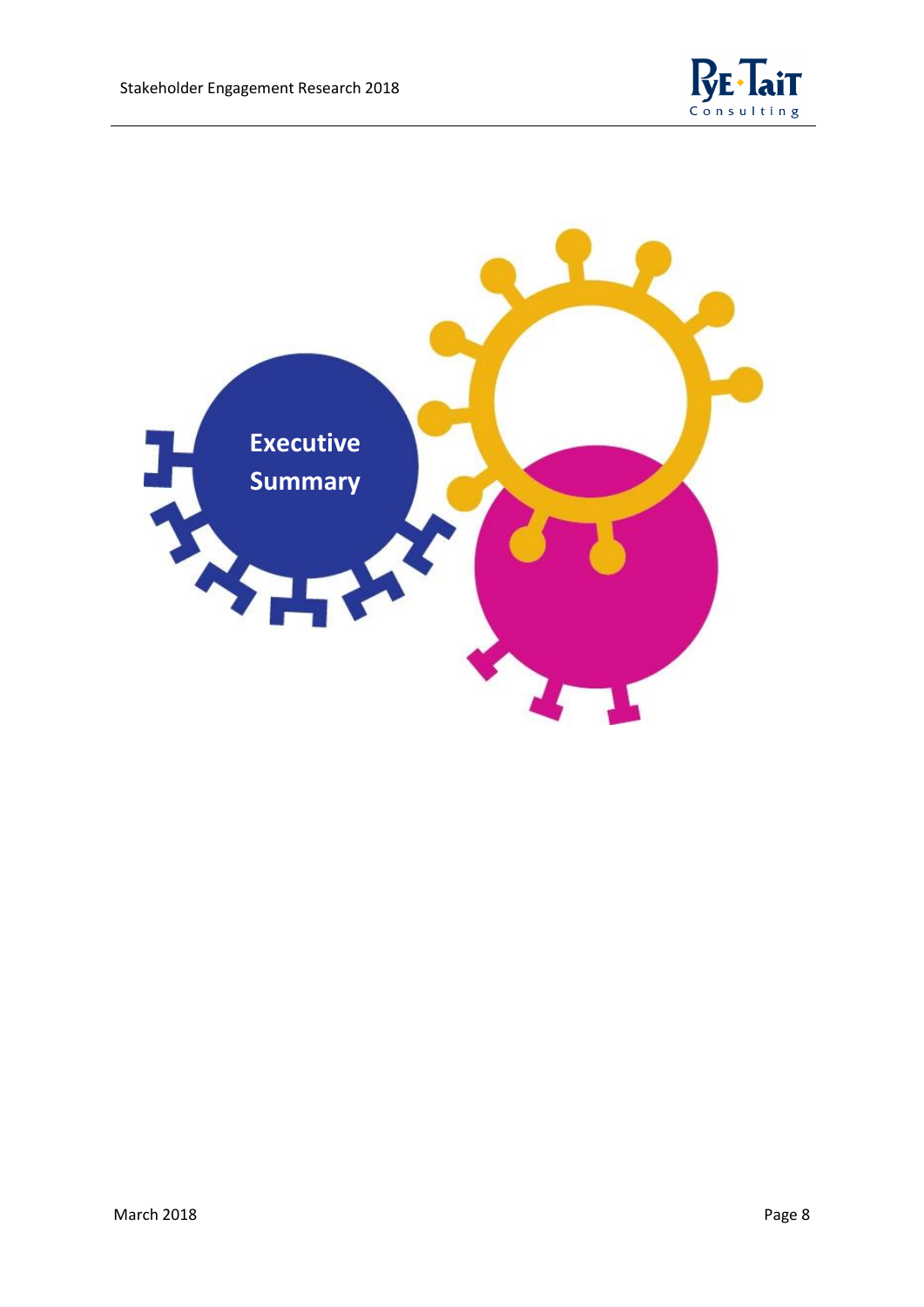# Executive Summary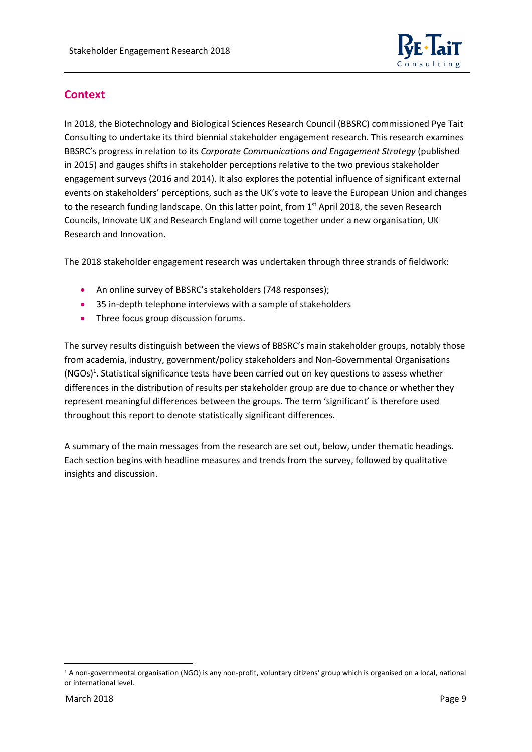## Context

In 2018, the Biotechnology and Biological Sciences Research Council (BBSRC) commissioned Pye Tait Consulting to undertake its third biennial stakeholder engagement research. This research examines BBSRC's progress in relation to its *Corporate Communications and Engagement Strategy* (published in 2015) and gauges shifts in stakeholder perceptions relative to the two previous stakeholder engagement surveys (2016 and 2014). It also explores the potential influence of significant external events on stakeholders' perceptions, such as the UK's vote to leave the European Union and changes to the research funding landscape. On this latter point, from 1st April 2018, the seven Research Councils, Innovate UK and Research England will come together under a new organisation, UK Research and Innovation.

The 2018 stakeholder engagement research was undertaken through three strands of fieldwork:

- An online survey of BBSRC's stakeholders (748 responses);
- 35 in-depth telephone interviews with a sample of stakeholders
- Three focus group discussion forums.

The survey results distinguish between the views of BBSRC's main stakeholder groups, notably those from academia, industry, government/policy stakeholders and Non-Governmental Organisations (NGOs)[1]. Statistical significance tests have been carried out on key questions to assess whether differences in the distribution of results per stakeholder group are due to chance or whether they represent meaningful differences between the groups. The term 'significant' is therefore used throughout this report to denote statistically significant differences.

A summary of the main messages from the research are set out, below, under thematic headings. Each section begins with headline measures and trends from the survey, followed by qualitative insights and discussion.

[1] A non-governmental organisation (NGO) is any non-profit, voluntary citizens' group which is organised on a local, national or international level.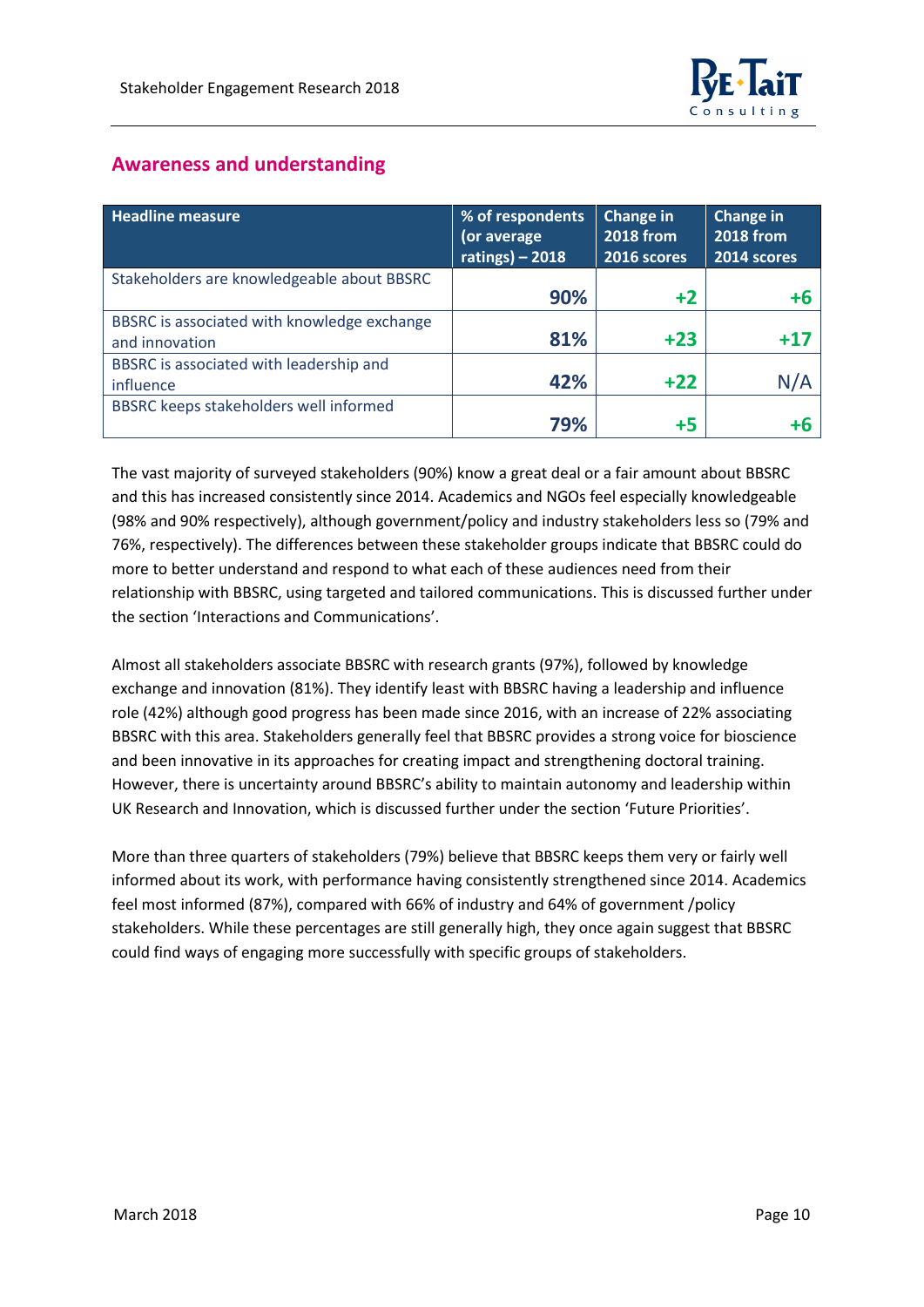## Awareness and understanding

| Headline measure | % of respondents (or average ratings) – 2018 | Change in 2018 from 2016 scores | Change in 2018 from 2014 scores |
|---|---|---|---|
| Stakeholders are knowledgeable about BBSRC | **90%** | **+2** | **+6** |
| BBSRC is associated with knowledge exchange and innovation | **81%** | **+23** | **+17** |
| BBSRC is associated with leadership and influence | **42%** | **+22** | N/A |
| BBSRC keeps stakeholders well informed | **79%** | **+5** | **+6** |

The vast majority of surveyed stakeholders (90%) know a great deal or a fair amount about BBSRC and this has increased consistently since 2014. Academics and NGOs feel especially knowledgeable (98% and 90% respectively), although government/policy and industry stakeholders less so (79% and 76%, respectively). The differences between these stakeholder groups indicate that BBSRC could do more to better understand and respond to what each of these audiences need from their relationship with BBSRC, using targeted and tailored communications. This is discussed further under the section 'Interactions and Communications'.

Almost all stakeholders associate BBSRC with research grants (97%), followed by knowledge exchange and innovation (81%). They identify least with BBSRC having a leadership and influence role (42%) although good progress has been made since 2016, with an increase of 22% associating BBSRC with this area. Stakeholders generally feel that BBSRC provides a strong voice for bioscience and been innovative in its approaches for creating impact and strengthening doctoral training. However, there is uncertainty around BBSRC's ability to maintain autonomy and leadership within UK Research and Innovation, which is discussed further under the section 'Future Priorities'.

More than three quarters of stakeholders (79%) believe that BBSRC keeps them very or fairly well informed about its work, with performance having consistently strengthened since 2014. Academics feel most informed (87%), compared with 66% of industry and 64% of government /policy stakeholders. While these percentages are still generally high, they once again suggest that BBSRC could find ways of engaging more successfully with specific groups of stakeholders.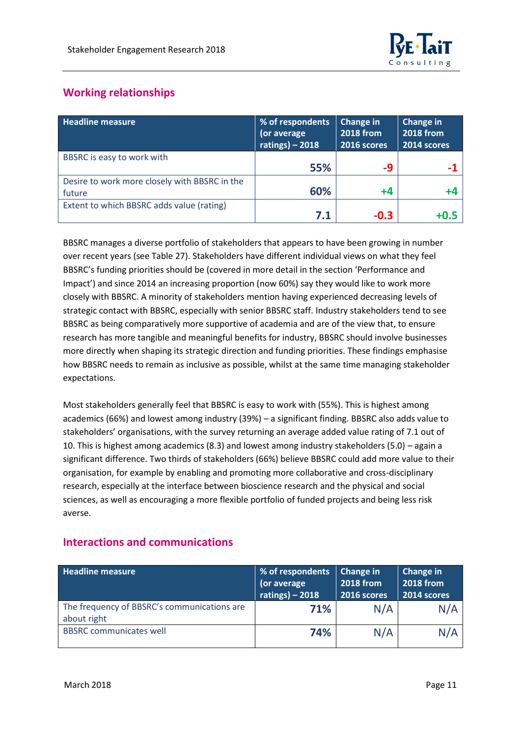## Working relationships

| Headline measure | % of respondents (or average ratings) – 2018 | Change in 2018 from 2016 scores | Change in 2018 from 2014 scores |
|---|---|---|---|
| BBSRC is easy to work with | **55%** | **-9** | **-1** |
| Desire to work more closely with BBSRC in the future | **60%** | **+4** | **+4** |
| Extent to which BBSRC adds value (rating) | **7.1** | **-0.3** | **+0.5** |

BBSRC manages a diverse portfolio of stakeholders that appears to have been growing in number over recent years (see Table 27). Stakeholders have different individual views on what they feel BBSRC's funding priorities should be (covered in more detail in the section 'Performance and Impact') and since 2014 an increasing proportion (now 60%) say they would like to work more closely with BBSRC. A minority of stakeholders mention having experienced decreasing levels of strategic contact with BBSRC, especially with senior BBSRC staff. Industry stakeholders tend to see BBSRC as being comparatively more supportive of academia and are of the view that, to ensure research has more tangible and meaningful benefits for industry, BBSRC should involve businesses more directly when shaping its strategic direction and funding priorities. These findings emphasise how BBSRC needs to remain as inclusive as possible, whilst at the same time managing stakeholder expectations.

Most stakeholders generally feel that BBSRC is easy to work with (55%). This is highest among academics (66%) and lowest among industry (39%) – a significant finding. BBSRC also adds value to stakeholders' organisations, with the survey returning an average added value rating of 7.1 out of 10. This is highest among academics (8.3) and lowest among industry stakeholders (5.0) – again a significant difference. Two thirds of stakeholders (66%) believe BBSRC could add more value to their organisation, for example by enabling and promoting more collaborative and cross-disciplinary research, especially at the interface between bioscience research and the physical and social sciences, as well as encouraging a more flexible portfolio of funded projects and being less risk averse.

## Interactions and communications

| Headline measure | % of respondents (or average ratings) – 2018 | Change in 2018 from 2016 scores | Change in 2018 from 2014 scores |
|---|---|---|---|
| The frequency of BBSRC's communications are about right | **71%** | N/A | N/A |
| BBSRC communicates well | **74%** | N/A | N/A |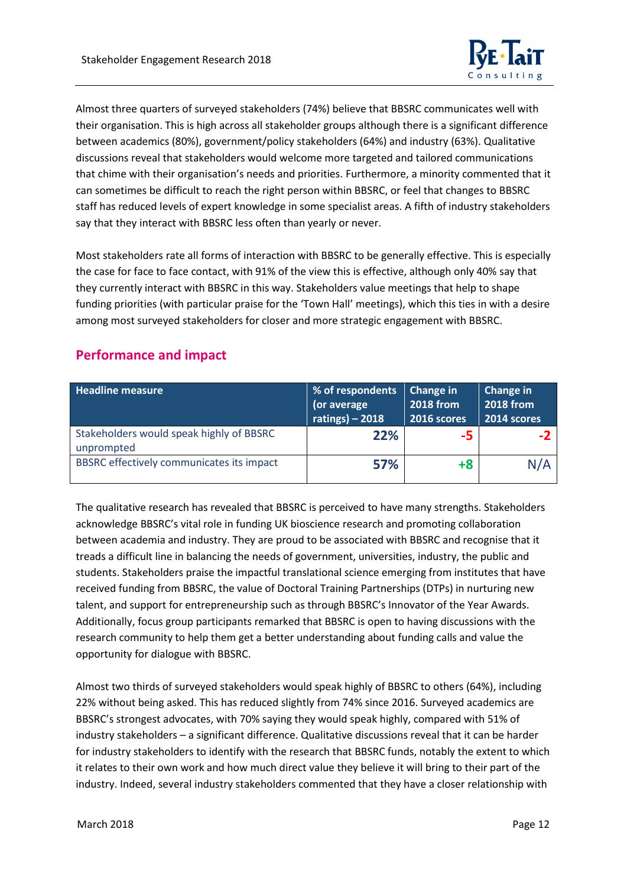Almost three quarters of surveyed stakeholders (74%) believe that BBSRC communicates well with their organisation. This is high across all stakeholder groups although there is a significant difference between academics (80%), government/policy stakeholders (64%) and industry (63%). Qualitative discussions reveal that stakeholders would welcome more targeted and tailored communications that chime with their organisation's needs and priorities. Furthermore, a minority commented that it can sometimes be difficult to reach the right person within BBSRC, or feel that changes to BBSRC staff has reduced levels of expert knowledge in some specialist areas. A fifth of industry stakeholders say that they interact with BBSRC less often than yearly or never.

Most stakeholders rate all forms of interaction with BBSRC to be generally effective. This is especially the case for face to face contact, with 91% of the view this is effective, although only 40% say that they currently interact with BBSRC in this way. Stakeholders value meetings that help to shape funding priorities (with particular praise for the 'Town Hall' meetings), which this ties in with a desire among most surveyed stakeholders for closer and more strategic engagement with BBSRC.

## Performance and impact

| Headline measure | % of respondents (or average ratings) – 2018 | Change in 2018 from 2016 scores | Change in 2018 from 2014 scores |
|---|---|---|---|
| Stakeholders would speak highly of BBSRC unprompted | **22%** | **-5** | **-2** |
| BBSRC effectively communicates its impact | **57%** | **+8** | N/A |

The qualitative research has revealed that BBSRC is perceived to have many strengths. Stakeholders acknowledge BBSRC's vital role in funding UK bioscience research and promoting collaboration between academia and industry. They are proud to be associated with BBSRC and recognise that it treads a difficult line in balancing the needs of government, universities, industry, the public and students. Stakeholders praise the impactful translational science emerging from institutes that have received funding from BBSRC, the value of Doctoral Training Partnerships (DTPs) in nurturing new talent, and support for entrepreneurship such as through BBSRC's Innovator of the Year Awards. Additionally, focus group participants remarked that BBSRC is open to having discussions with the research community to help them get a better understanding about funding calls and value the opportunity for dialogue with BBSRC.

Almost two thirds of surveyed stakeholders would speak highly of BBSRC to others (64%), including 22% without being asked. This has reduced slightly from 74% since 2016. Surveyed academics are BBSRC's strongest advocates, with 70% saying they would speak highly, compared with 51% of industry stakeholders – a significant difference. Qualitative discussions reveal that it can be harder for industry stakeholders to identify with the research that BBSRC funds, notably the extent to which it relates to their own work and how much direct value they believe it will bring to their part of the industry. Indeed, several industry stakeholders commented that they have a closer relationship with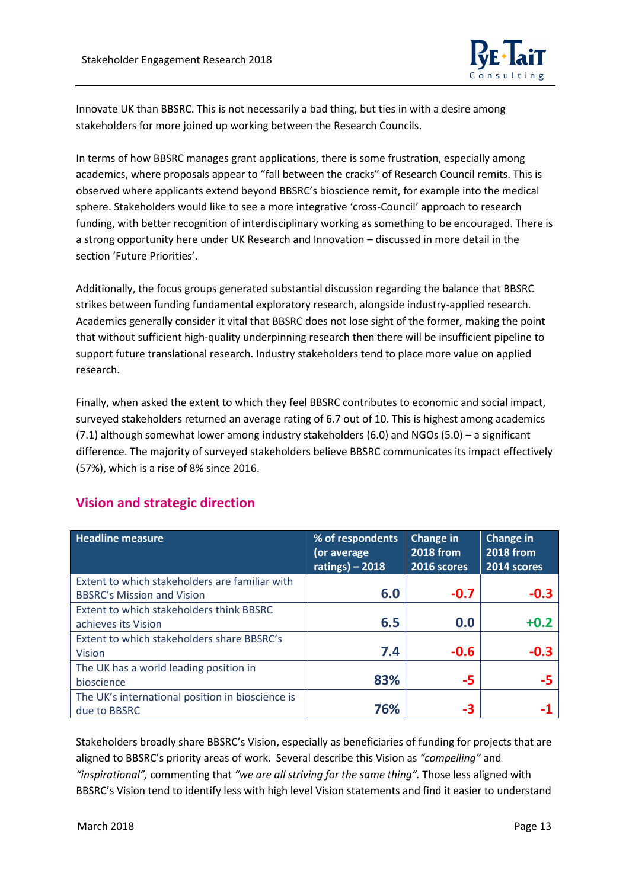Innovate UK than BBSRC. This is not necessarily a bad thing, but ties in with a desire among stakeholders for more joined up working between the Research Councils.

In terms of how BBSRC manages grant applications, there is some frustration, especially among academics, where proposals appear to "fall between the cracks" of Research Council remits. This is observed where applicants extend beyond BBSRC's bioscience remit, for example into the medical sphere. Stakeholders would like to see a more integrative 'cross-Council' approach to research funding, with better recognition of interdisciplinary working as something to be encouraged. There is a strong opportunity here under UK Research and Innovation – discussed in more detail in the section 'Future Priorities'.

Additionally, the focus groups generated substantial discussion regarding the balance that BBSRC strikes between funding fundamental exploratory research, alongside industry-applied research. Academics generally consider it vital that BBSRC does not lose sight of the former, making the point that without sufficient high-quality underpinning research then there will be insufficient pipeline to support future translational research. Industry stakeholders tend to place more value on applied research.

Finally, when asked the extent to which they feel BBSRC contributes to economic and social impact, surveyed stakeholders returned an average rating of 6.7 out of 10. This is highest among academics (7.1) although somewhat lower among industry stakeholders (6.0) and NGOs (5.0) – a significant difference. The majority of surveyed stakeholders believe BBSRC communicates its impact effectively (57%), which is a rise of 8% since 2016.

## Vision and strategic direction

| Headline measure | % of respondents (or average ratings) – 2018 | Change in 2018 from 2016 scores | Change in 2018 from 2014 scores |
|---|---|---|---|
| Extent to which stakeholders are familiar with BBSRC's Mission and Vision | 6.0 | -0.7 | -0.3 |
| Extent to which stakeholders think BBSRC achieves its Vision | 6.5 | 0.0 | +0.2 |
| Extent to which stakeholders share BBSRC's Vision | 7.4 | -0.6 | -0.3 |
| The UK has a world leading position in bioscience | 83% | -5 | -5 |
| The UK's international position in bioscience is due to BBSRC | 76% | -3 | -1 |

Stakeholders broadly share BBSRC's Vision, especially as beneficiaries of funding for projects that are aligned to BBSRC's priority areas of work. Several describe this Vision as *"compelling"* and *"inspirational",* commenting that *"we are all striving for the same thing".* Those less aligned with BBSRC's Vision tend to identify less with high level Vision statements and find it easier to understand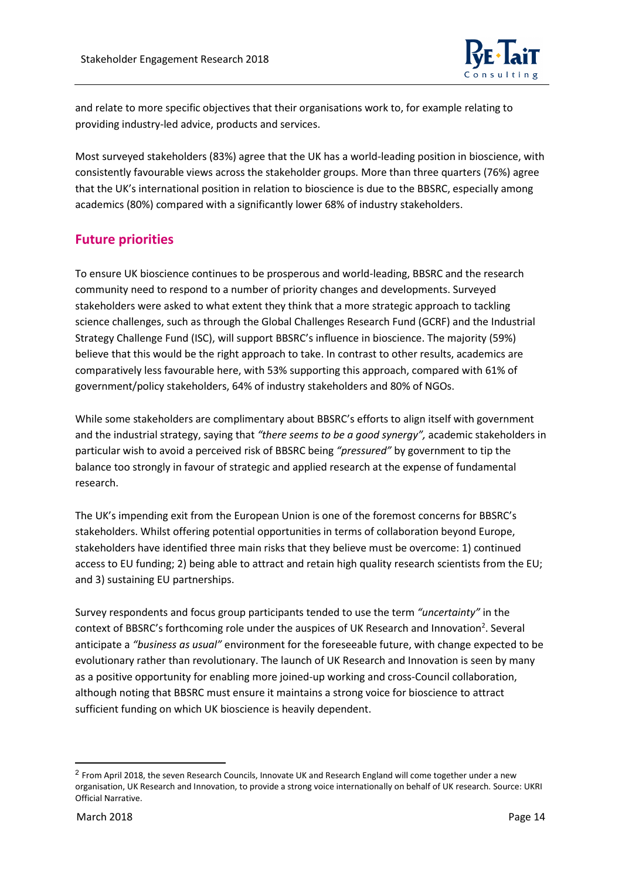and relate to more specific objectives that their organisations work to, for example relating to providing industry-led advice, products and services.

Most surveyed stakeholders (83%) agree that the UK has a world-leading position in bioscience, with consistently favourable views across the stakeholder groups. More than three quarters (76%) agree that the UK's international position in relation to bioscience is due to the BBSRC, especially among academics (80%) compared with a significantly lower 68% of industry stakeholders.

## Future priorities

To ensure UK bioscience continues to be prosperous and world-leading, BBSRC and the research community need to respond to a number of priority changes and developments. Surveyed stakeholders were asked to what extent they think that a more strategic approach to tackling science challenges, such as through the Global Challenges Research Fund (GCRF) and the Industrial Strategy Challenge Fund (ISC), will support BBSRC's influence in bioscience. The majority (59%) believe that this would be the right approach to take. In contrast to other results, academics are comparatively less favourable here, with 53% supporting this approach, compared with 61% of government/policy stakeholders, 64% of industry stakeholders and 80% of NGOs.

While some stakeholders are complimentary about BBSRC's efforts to align itself with government and the industrial strategy, saying that *"there seems to be a good synergy",* academic stakeholders in particular wish to avoid a perceived risk of BBSRC being *"pressured"* by government to tip the balance too strongly in favour of strategic and applied research at the expense of fundamental research.

The UK's impending exit from the European Union is one of the foremost concerns for BBSRC's stakeholders. Whilst offering potential opportunities in terms of collaboration beyond Europe, stakeholders have identified three main risks that they believe must be overcome: 1) continued access to EU funding; 2) being able to attract and retain high quality research scientists from the EU; and 3) sustaining EU partnerships.

Survey respondents and focus group participants tended to use the term *"uncertainty"* in the context of BBSRC's forthcoming role under the auspices of UK Research and Innovation[2]. Several anticipate a *"business as usual"* environment for the foreseeable future, with change expected to be evolutionary rather than revolutionary. The launch of UK Research and Innovation is seen by many as a positive opportunity for enabling more joined-up working and cross-Council collaboration, although noting that BBSRC must ensure it maintains a strong voice for bioscience to attract sufficient funding on which UK bioscience is heavily dependent.

[2] From April 2018, the seven Research Councils, Innovate UK and Research England will come together under a new organisation, UK Research and Innovation, to provide a strong voice internationally on behalf of UK research. Source: UKRI Official Narrative.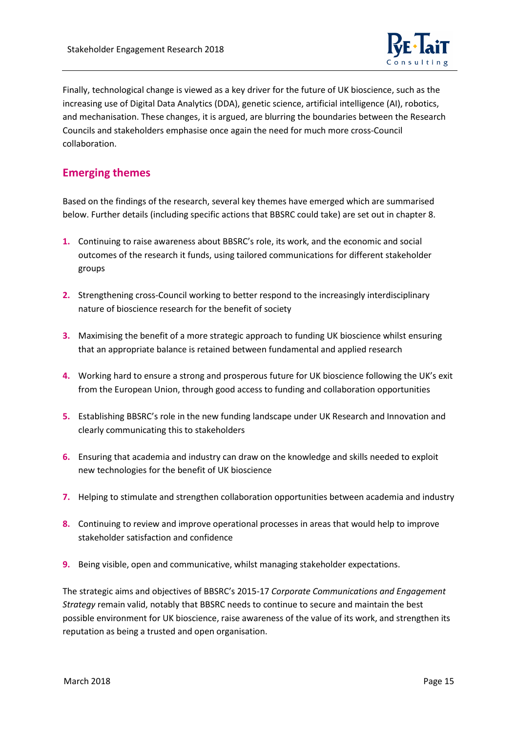Finally, technological change is viewed as a key driver for the future of UK bioscience, such as the increasing use of Digital Data Analytics (DDA), genetic science, artificial intelligence (AI), robotics, and mechanisation. These changes, it is argued, are blurring the boundaries between the Research Councils and stakeholders emphasise once again the need for much more cross-Council collaboration.

## Emerging themes

Based on the findings of the research, several key themes have emerged which are summarised below. Further details (including specific actions that BBSRC could take) are set out in chapter 8.

1. Continuing to raise awareness about BBSRC's role, its work, and the economic and social outcomes of the research it funds, using tailored communications for different stakeholder groups
2. Strengthening cross-Council working to better respond to the increasingly interdisciplinary nature of bioscience research for the benefit of society
3. Maximising the benefit of a more strategic approach to funding UK bioscience whilst ensuring that an appropriate balance is retained between fundamental and applied research
4. Working hard to ensure a strong and prosperous future for UK bioscience following the UK's exit from the European Union, through good access to funding and collaboration opportunities
5. Establishing BBSRC's role in the new funding landscape under UK Research and Innovation and clearly communicating this to stakeholders
6. Ensuring that academia and industry can draw on the knowledge and skills needed to exploit new technologies for the benefit of UK bioscience
7. Helping to stimulate and strengthen collaboration opportunities between academia and industry
8. Continuing to review and improve operational processes in areas that would help to improve stakeholder satisfaction and confidence
9. Being visible, open and communicative, whilst managing stakeholder expectations.

The strategic aims and objectives of BBSRC's 2015-17 *Corporate Communications and Engagement Strategy* remain valid, notably that BBSRC needs to continue to secure and maintain the best possible environment for UK bioscience, raise awareness of the value of its work, and strengthen its reputation as being a trusted and open organisation.